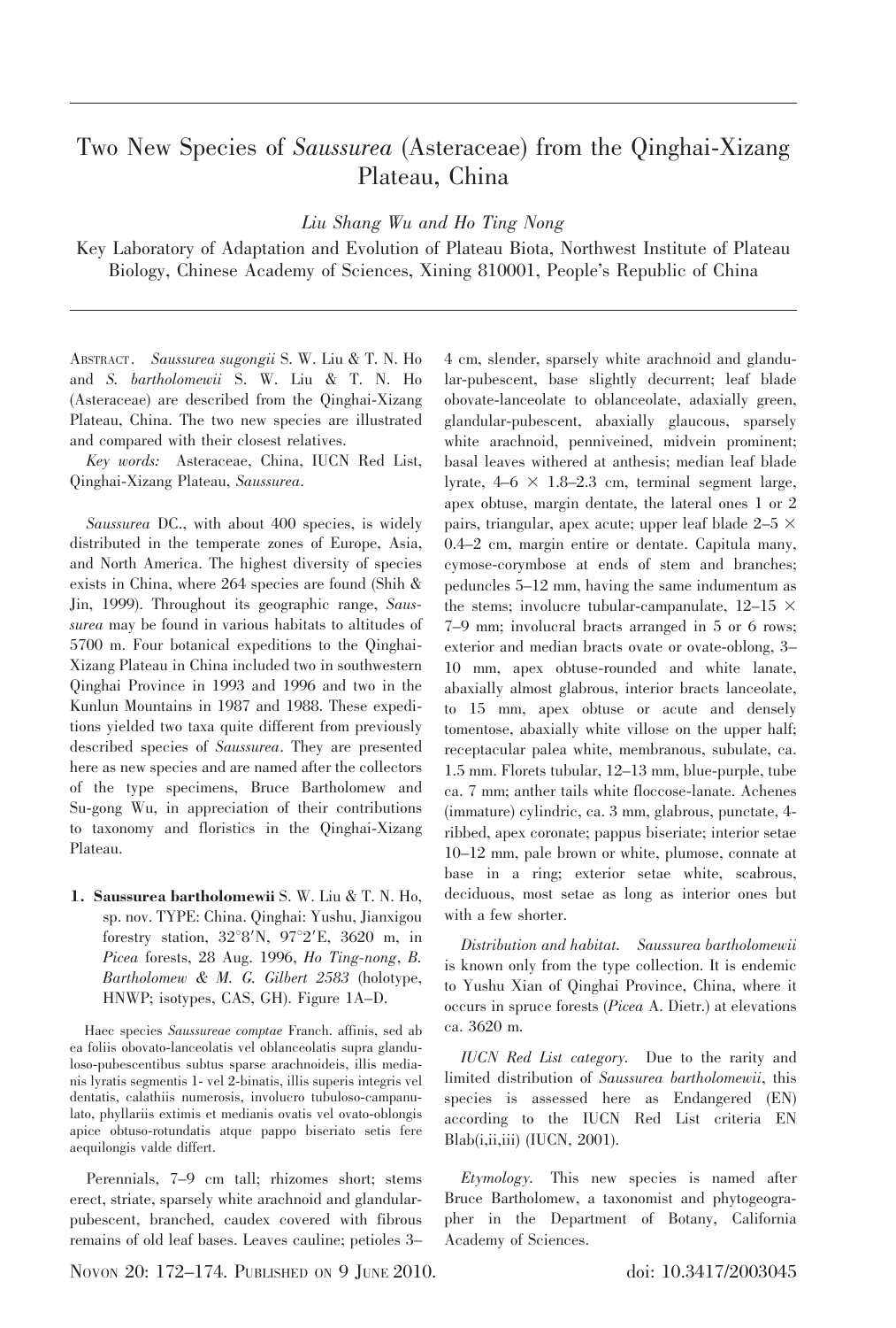# Two New Species of *Saussurea* (Asteraceae) from the Qinghai-Xizang Plateau, China

*Liu Shang Wu and Ho Ting Nong*

Key Laboratory of Adaptation and Evolution of Plateau Biota, Northwest Institute of Plateau Biology, Chinese Academy of Sciences, Xining 810001, People's Republic of China

ABSTRACT. *Saussurea sugongii* S. W. Liu & T. N. Ho and *S. bartholomewii* S. W. Liu & T. N. Ho (Asteraceae) are described from the Qinghai-Xizang Plateau, China. The two new species are illustrated and compared with their closest relatives.

*Key words:* Asteraceae, China, IUCN Red List, Qinghai-Xizang Plateau, *Saussurea*.

*Saussurea* DC., with about 400 species, is widely distributed in the temperate zones of Europe, Asia, and North America. The highest diversity of species exists in China, where 264 species are found (Shih & Jin, 1999). Throughout its geographic range, *Saussurea* may be found in various habitats to altitudes of 5700 m. Four botanical expeditions to the Qinghai-Xizang Plateau in China included two in southwestern Qinghai Province in 1993 and 1996 and two in the Kunlun Mountains in 1987 and 1988. These expeditions yielded two taxa quite different from previously described species of *Saussurea*. They are presented here as new species and are named after the collectors of the type specimens, Bruce Bartholomew and Su-gong Wu, in appreciation of their contributions to taxonomy and floristics in the Qinghai-Xizang Plateau.

1. **Saussurea bartholomewii** S. W. Liu & T. N. Ho, sp. nov. TYPE: China. Qinghai: Yushu, Jianxigou forestry station, 32°8′N, 97°2′E, 3620 m, in *Picea* forests, 28 Aug. 1996, *Ho Ting-nong*, *B. Bartholomew & M. G. Gilbert 2583* (holotype, HNWP; isotypes, CAS, GH). Figure 1A–D.

Haec species *Saussureae comptae* Franch. affinis, sed ab ea foliis obovato-lanceolatis vel oblanceolatis supra glanduloso-pubescentibus subtus sparse arachnoideis, illis medianis lyratis segmentis 1- vel 2-binatis, illis superis integris vel dentatis, calathiis numerosis, involucro tubuloso-campanulato, phyllariis extimis et medianis ovatis vel ovato-oblongis apice obtuso-rotundatis atque pappo biseriato setis fere aequilongis valde differt.

Perennials, 7–9 cm tall; rhizomes short; stems erect, striate, sparsely white arachnoid and glandular-pubescent, branched, caudex covered with fibrous remains of old leaf bases. Leaves cauline; petioles 3–4 cm, slender, sparsely white arachnoid and glandular-pubescent, base slightly decurrent; leaf blade obovate-lanceolate to oblanceolate, adaxially green, glandular-pubescent, abaxially glaucous, sparsely white arachnoid, penniveined, midvein prominent; basal leaves withered at anthesis; median leaf blade lyrate, 4–6 × 1.8–2.3 cm, terminal segment large, apex obtuse, margin dentate, the lateral ones 1 or 2 pairs, triangular, apex acute; upper leaf blade 2–5 × 0.4–2 cm, margin entire or dentate. Capitula many, cymose-corymbose at ends of stem and branches; peduncles 5–12 mm, having the same indumentum as the stems; involucre tubular-campanulate, 12–15 × 7–9 mm; involucral bracts arranged in 5 or 6 rows; exterior and median bracts ovate or ovate-oblong, 3–10 mm, apex obtuse-rounded and white lanate, abaxially almost glabrous, interior bracts lanceolate, to 15 mm, apex obtuse or acute and densely tomentose, abaxially white villose on the upper half; receptacular palea white, membranous, subulate, ca. 1.5 mm. Florets tubular, 12–13 mm, blue-purple, tube ca. 7 mm; anther tails white floccose-lanate. Achenes (immature) cylindric, ca. 3 mm, glabrous, punctate, 4-ribbed, apex coronate; pappus biseriate; interior setae 10–12 mm, pale brown or white, plumose, connate at base in a ring; exterior setae white, scabrous, deciduous, most setae as long as interior ones but with a few shorter.

*Distribution and habitat.* *Saussurea bartholomewii* is known only from the type collection. It is endemic to Yushu Xian of Qinghai Province, China, where it occurs in spruce forests (*Picea* A. Dietr.) at elevations ca. 3620 m.

*IUCN Red List category.* Due to the rarity and limited distribution of *Saussurea bartholomewii*, this species is assessed here as Endangered (EN) according to the IUCN Red List criteria EN Blab(i,ii,iii) (IUCN, 2001).

*Etymology.* This new species is named after Bruce Bartholomew, a taxonomist and phytogeographer in the Department of Botany, California Academy of Sciences.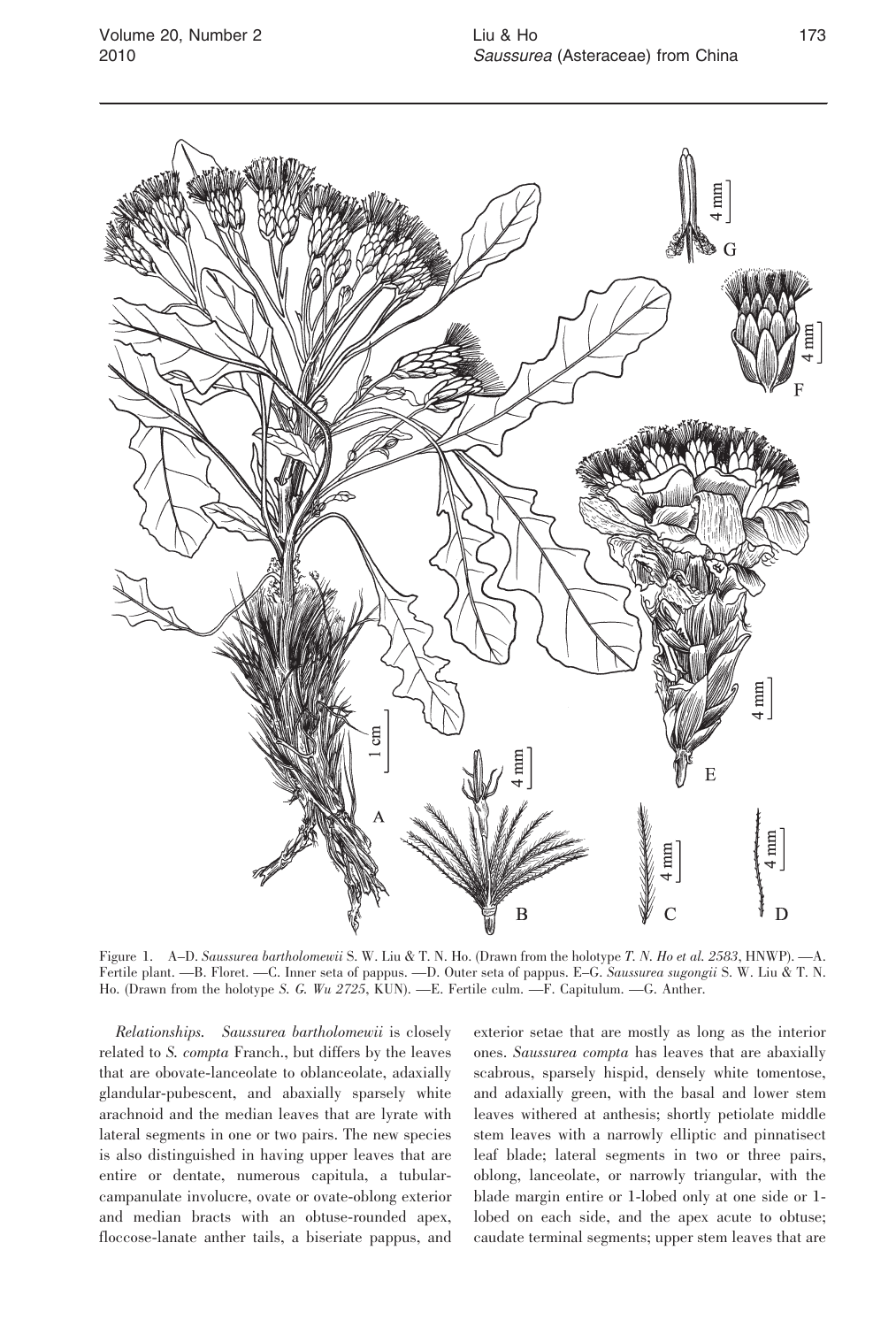Figure 1. A–D. *Saussurea bartholomewii* S. W. Liu & T. N. Ho. (Drawn from the holotype *T. N. Ho et al. 2583*, HNWP). —A. Fertile plant. —B. Floret. —C. Inner seta of pappus. —D. Outer seta of pappus. E–G. *Saussurea sugongii* S. W. Liu & T. N. Ho. (Drawn from the holotype *S. G. Wu 2725*, KUN). —E. Fertile culm. —F. Capitulum. —G. Anther.

*Relationships.* *Saussurea bartholomewii* is closely related to *S. compta* Franch., but differs by the leaves that are obovate-lanceolate to oblanceolate, adaxially glandular-pubescent, and abaxially sparsely white arachnoid and the median leaves that are lyrate with lateral segments in one or two pairs. The new species is also distinguished in having upper leaves that are entire or dentate, numerous capitula, a tubular-campanulate involucre, ovate or ovate-oblong exterior and median bracts with an obtuse-rounded apex, floccose-lanate anther tails, a biseriate pappus, and exterior setae that are mostly as long as the interior ones. *Saussurea compta* has leaves that are abaxially scabrous, sparsely hispid, densely white tomentose, and adaxially green, with the basal and lower stem leaves withered at anthesis; shortly petiolate middle stem leaves with a narrowly elliptic and pinnatisect leaf blade; lateral segments in two or three pairs, oblong, lanceolate, or narrowly triangular, with the blade margin entire or 1-lobed only at one side or 1-lobed on each side, and the apex acute to obtuse; caudate terminal segments; upper stem leaves that are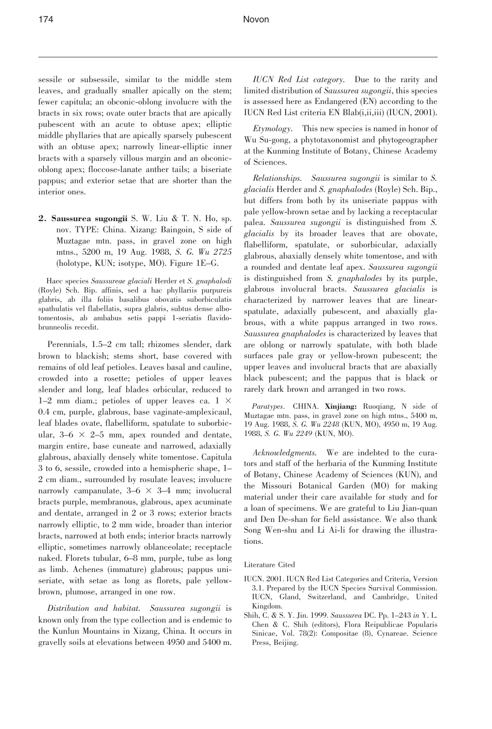sessile or subsessile, similar to the middle stem leaves, and gradually smaller apically on the stem; fewer capitula; an obconic-oblong involucre with the bracts in six rows; ovate outer bracts that are apically pubescent with an acute to obtuse apex; elliptic middle phyllaries that are apically sparsely pubescent with an obtuse apex; narrowly linear-elliptic inner bracts with a sparsely villous margin and an obconic-oblong apex; floccose-lanate anther tails; a biseriate pappus; and exterior setae that are shorter than the interior ones.

**2. Saussurea sugongii** S. W. Liu & T. N. Ho, sp. nov. TYPE: China. Xizang: Baingoin, S side of Muztagae mtn. pass, in gravel zone on high mtns., 5200 m, 19 Aug. 1988, *S. G. Wu 2725* (holotype, KUN; isotype, MO). Figure 1E–G.

Haec species *Saussureae glaciali* Herder et *S. gnaphalodi* (Royle) Sch. Bip. affinis, sed a hac phyllariis purpureis glabris, ab illa foliis basalibus obovatis suborbiculatis spathulatis vel flabellatis, supra glabris, subtus dense albo-tomentosis, ab ambabus setis pappi 1-seriatis flavido-brunneolis recedit.

Perennials, 1.5–2 cm tall; rhizomes slender, dark brown to blackish; stems short, base covered with remains of old leaf petioles. Leaves basal and cauline, crowded into a rosette; petioles of upper leaves slender and long, leaf blades orbicular, reduced to 1–2 mm diam.; petioles of upper leaves ca. 1 × 0.4 cm, purple, glabrous, base vaginate-amplexicaul, leaf blades ovate, flabelliform, spatulate to suborbicular, 3–6 × 2–5 mm, apex rounded and dentate, margin entire, base cuneate and narrowed, adaxially glabrous, abaxially densely white tomentose. Capitula 3 to 6, sessile, crowded into a hemispheric shape, 1–2 cm diam., surrounded by rosulate leaves; involucre narrowly campanulate, 3–6 × 3–4 mm; involucral bracts purple, membranous, glabrous, apex acuminate and dentate, arranged in 2 or 3 rows; exterior bracts narrowly elliptic, to 2 mm wide, broader than interior bracts, narrowed at both ends; interior bracts narrowly elliptic, sometimes narrowly oblanceolate; receptacle naked. Florets tubular, 6–8 mm, purple, tube as long as limb. Achenes (immature) glabrous; pappus uniseriate, with setae as long as florets, pale yellow-brown, plumose, arranged in one row.

*Distribution and habitat.* *Saussurea sugongii* is known only from the type collection and is endemic to the Kunlun Mountains in Xizang, China. It occurs in gravelly soils at elevations between 4950 and 5400 m.

*IUCN Red List category.* Due to the rarity and limited distribution of *Saussurea sugongii*, this species is assessed here as Endangered (EN) according to the IUCN Red List criteria EN Blab(i,ii,iii) (IUCN, 2001).

*Etymology.* This new species is named in honor of Wu Su-gong, a phytotaxonomist and phytogeographer at the Kunming Institute of Botany, Chinese Academy of Sciences.

*Relationships.* *Saussurea sugongii* is similar to *S. glacialis* Herder and *S. gnaphalodes* (Royle) Sch. Bip., but differs from both by its uniseriate pappus with pale yellow-brown setae and by lacking a receptacular palea. *Saussurea sugongii* is distinguished from *S. glacialis* by its broader leaves that are obovate, flabelliform, spatulate, or suborbicular, adaxially glabrous, abaxially densely white tomentose, and with a rounded and dentate leaf apex. *Saussurea sugongii* is distinguished from *S. gnaphalodes* by its purple, glabrous involucral bracts. *Saussurea glacialis* is characterized by narrower leaves that are linear-spatulate, adaxially pubescent, and abaxially glabrous, with a white pappus arranged in two rows. *Saussurea gnaphalodes* is characterized by leaves that are oblong or narrowly spatulate, with both blade surfaces pale gray or yellow-brown pubescent; the upper leaves and involucral bracts that are abaxially black pubescent; and the pappus that is black or rarely dark brown and arranged in two rows.

*Paratypes.* CHINA. **Xinjiang:** Ruoqiang, N side of Muztagae mtn. pass, in gravel zone on high mtns., 5400 m, 19 Aug. 1988, *S. G. Wu 2248* (KUN, MO), 4950 m, 19 Aug. 1988, *S. G. Wu 2249* (KUN, MO).

*Acknowledgments.* We are indebted to the curators and staff of the herbaria of the Kunming Institute of Botany, Chinese Academy of Sciences (KUN), and the Missouri Botanical Garden (MO) for making material under their care available for study and for a loan of specimens. We are grateful to Liu Jian-quan and Den De-shan for field assistance. We also thank Song Wen-shu and Li Ai-li for drawing the illustrations.

Literature Cited

IUCN. 2001. IUCN Red List Categories and Criteria, Version 3.1. Prepared by the IUCN Species Survival Commission. IUCN, Gland, Switzerland, and Cambridge, United Kingdom.

Shih, C. & S. Y. Jin. 1999. *Saussurea* DC. Pp. 1–243 *in* Y. L. Chen & C. Shih (editors), Flora Reipublicae Popularis Sinicae, Vol. 78(2): Compositae (8), Cynareae. Science Press, Beijing.